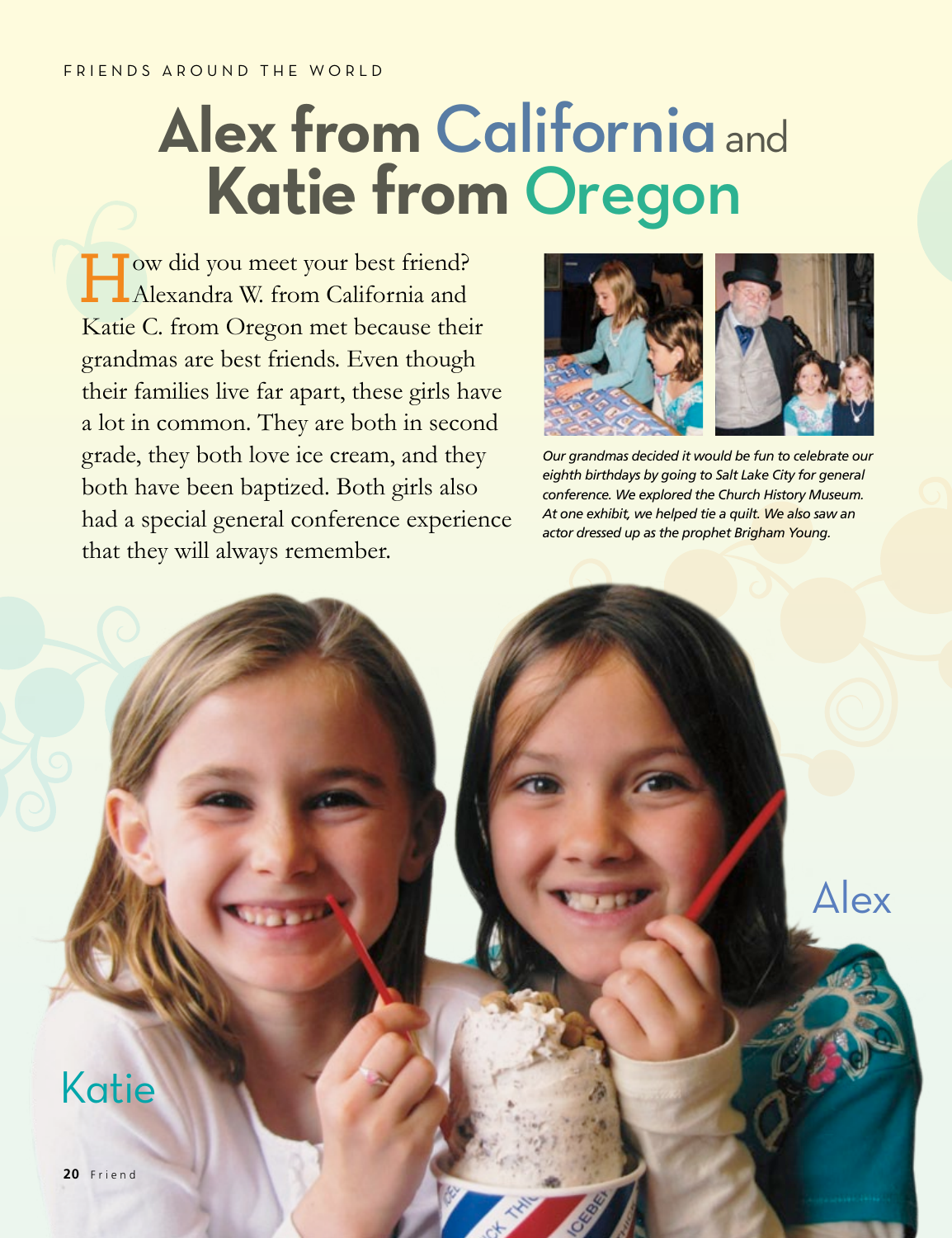FRIENDS AROUND THE WORLD

# Alex from California and Katie from Oregon

How did you meet your best friend? Alexandra W. from California and Katie C. from Oregon met because their grandmas are best friends. Even though their families live far apart, these girls have a lot in common. They are both in second grade, they both love ice cream, and they both have been baptized. Both girls also had a special general conference experience that they will always remember.

*Our grandmas decided it would be fun to celebrate our eighth birthdays by going to Salt Lake City for general conference. We explored the Church History Museum. At one exhibit, we helped tie a quilt. We also saw an actor dressed up as the prophet Brigham Young.*

Katie

Alex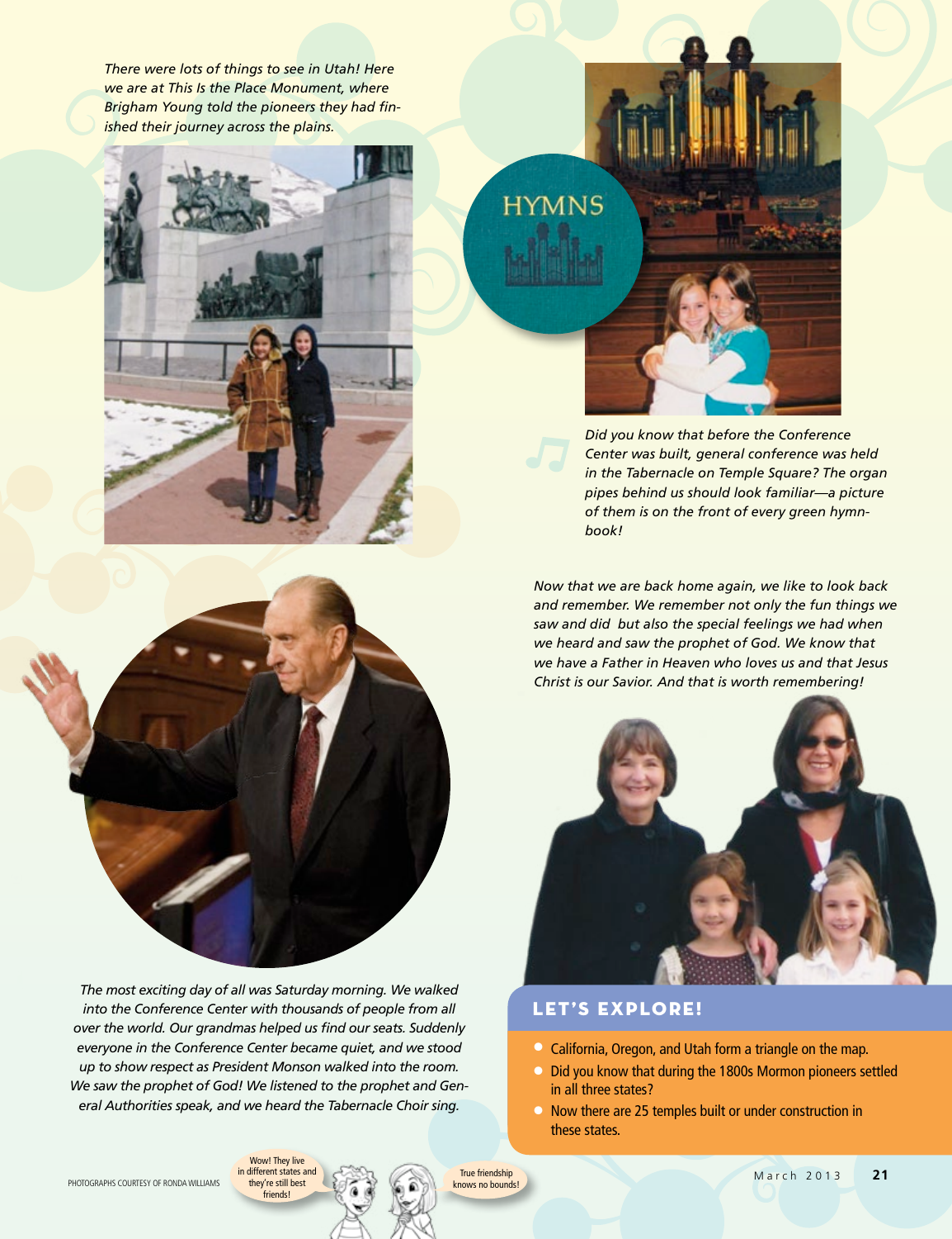*There were lots of things to see in Utah! Here we are at This Is the Place Monument, where Brigham Young told the pioneers they had finished their journey across the plains.*

*Did you know that before the Conference Center was built, general conference was held in the Tabernacle on Temple Square? The organ pipes behind us should look familiar—a picture of them is on the front of every green hymnbook!*

*The most exciting day of all was Saturday morning. We walked into the Conference Center with thousands of people from all over the world. Our grandmas helped us find our seats. Suddenly everyone in the Conference Center became quiet, and we stood up to show respect as President Monson walked into the room. We saw the prophet of God! We listened to the prophet and General Authorities speak, and we heard the Tabernacle Choir sing.*

*Now that we are back home again, we like to look back and remember. We remember not only the fun things we saw and did but also the special feelings we had when we heard and saw the prophet of God. We know that we have a Father in Heaven who loves us and that Jesus Christ is our Savior. And that is worth remembering!*

## LET'S EXPLORE!

- California, Oregon, and Utah form a triangle on the map.
- Did you know that during the 1800s Mormon pioneers settled in all three states?
- Now there are 25 temples built or under construction in these states.

PHOTOGRAPHS COURTESY OF RONDA WILLIAMS